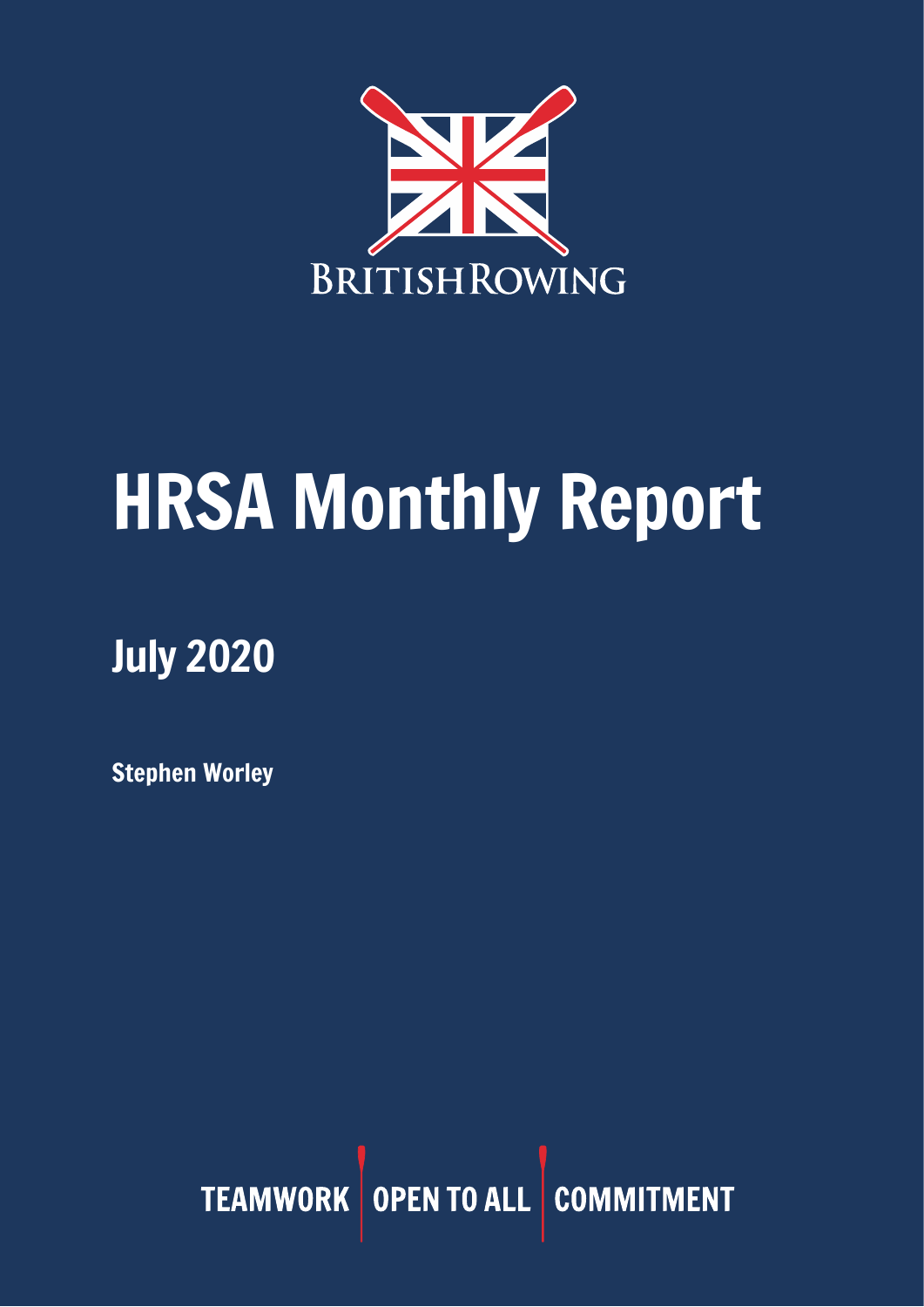BRITISHROWING

# HRSA Monthly Report

## July 2020

**Stephen Worley**

TEAMWORK | OPEN TO ALL | COMMITMENT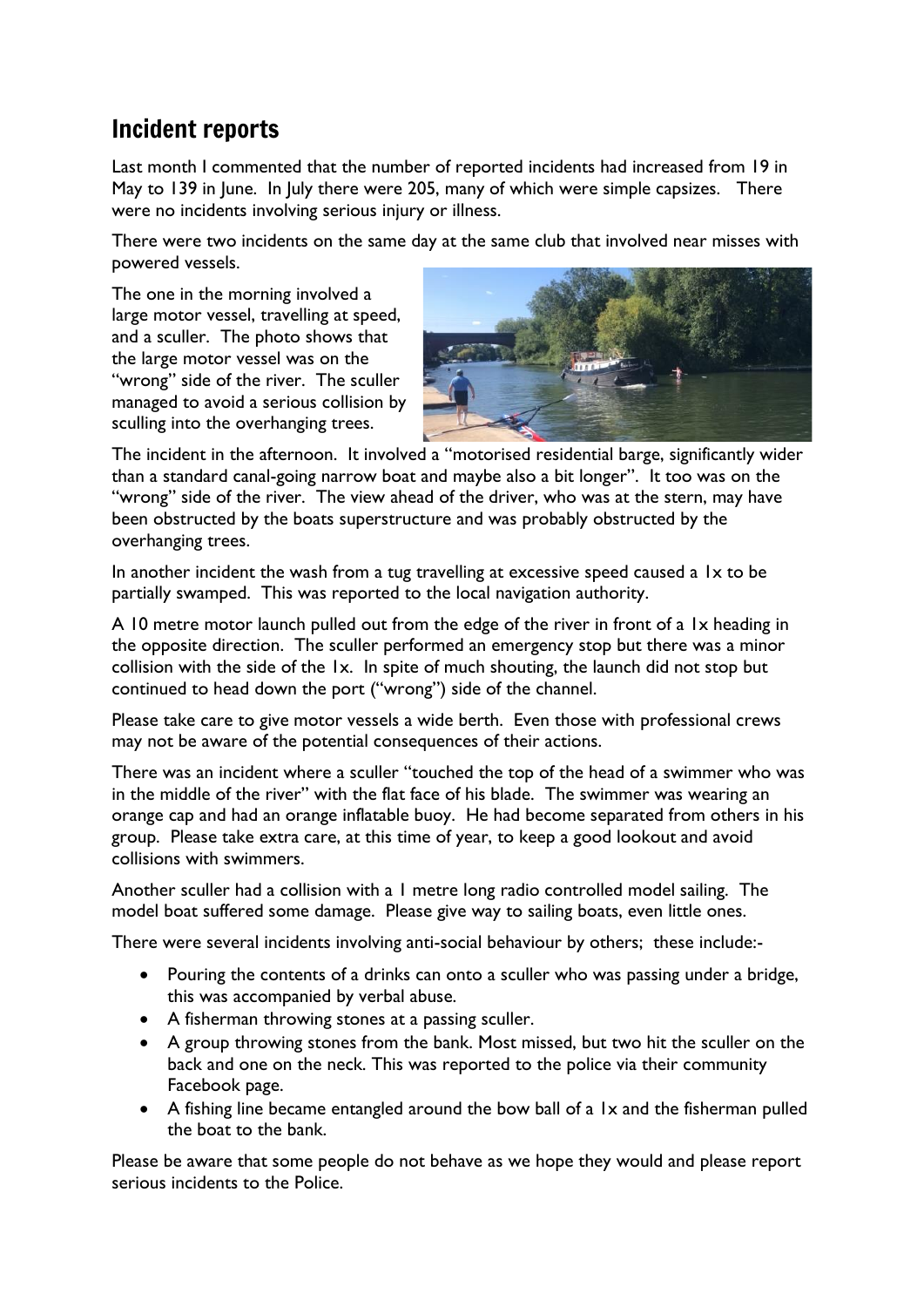## Incident reports

Last month I commented that the number of reported incidents had increased from 19 in May to 139 in June. In July there were 205, many of which were simple capsizes. There were no incidents involving serious injury or illness.

There were two incidents on the same day at the same club that involved near misses with powered vessels.

The one in the morning involved a large motor vessel, travelling at speed, and a sculler. The photo shows that the large motor vessel was on the "wrong" side of the river. The sculler managed to avoid a serious collision by sculling into the overhanging trees.

The incident in the afternoon. It involved a "motorised residential barge, significantly wider than a standard canal-going narrow boat and maybe also a bit longer". It too was on the "wrong" side of the river. The view ahead of the driver, who was at the stern, may have been obstructed by the boats superstructure and was probably obstructed by the overhanging trees.

In another incident the wash from a tug travelling at excessive speed caused a 1x to be partially swamped. This was reported to the local navigation authority.

A 10 metre motor launch pulled out from the edge of the river in front of a 1x heading in the opposite direction. The sculler performed an emergency stop but there was a minor collision with the side of the 1x. In spite of much shouting, the launch did not stop but continued to head down the port ("wrong") side of the channel.

Please take care to give motor vessels a wide berth. Even those with professional crews may not be aware of the potential consequences of their actions.

There was an incident where a sculler "touched the top of the head of a swimmer who was in the middle of the river" with the flat face of his blade. The swimmer was wearing an orange cap and had an orange inflatable buoy. He had become separated from others in his group. Please take extra care, at this time of year, to keep a good lookout and avoid collisions with swimmers.

Another sculler had a collision with a 1 metre long radio controlled model sailing. The model boat suffered some damage. Please give way to sailing boats, even little ones.

There were several incidents involving anti-social behaviour by others; these include:-

- Pouring the contents of a drinks can onto a sculler who was passing under a bridge, this was accompanied by verbal abuse.
- A fisherman throwing stones at a passing sculler.
- A group throwing stones from the bank. Most missed, but two hit the sculler on the back and one on the neck. This was reported to the police via their community Facebook page.
- A fishing line became entangled around the bow ball of a 1x and the fisherman pulled the boat to the bank.

Please be aware that some people do not behave as we hope they would and please report serious incidents to the Police.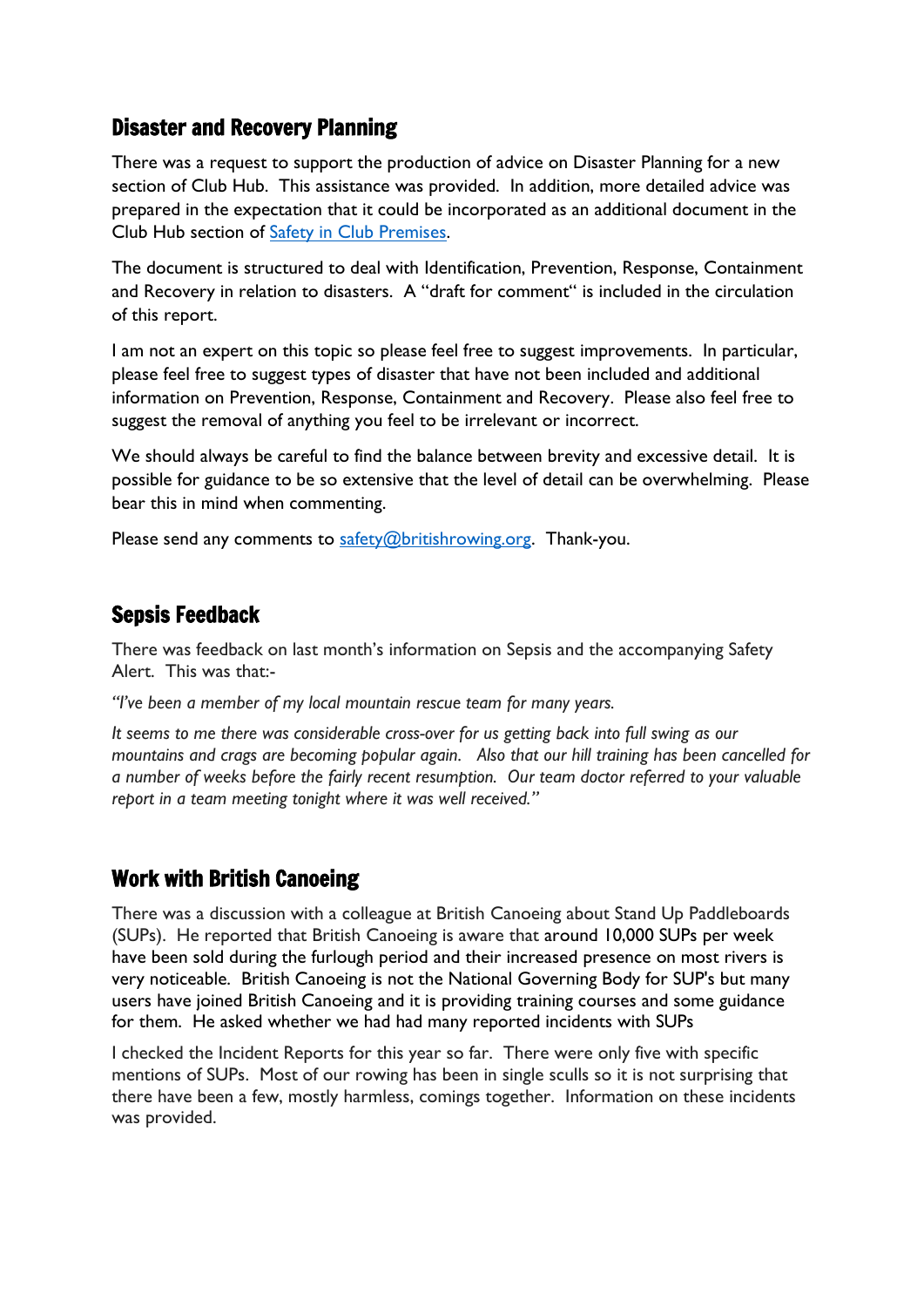## Disaster and Recovery Planning

There was a request to support the production of advice on Disaster Planning for a new section of Club Hub. This assistance was provided. In addition, more detailed advice was prepared in the expectation that it could be incorporated as an additional document in the Club Hub section of [Safety in Club Premises](#).

The document is structured to deal with Identification, Prevention, Response, Containment and Recovery in relation to disasters. A "draft for comment" is included in the circulation of this report.

I am not an expert on this topic so please feel free to suggest improvements. In particular, please feel free to suggest types of disaster that have not been included and additional information on Prevention, Response, Containment and Recovery. Please also feel free to suggest the removal of anything you feel to be irrelevant or incorrect.

We should always be careful to find the balance between brevity and excessive detail. It is possible for guidance to be so extensive that the level of detail can be overwhelming. Please bear this in mind when commenting.

Please send any comments to [safety@britishrowing.org](mailto:safety@britishrowing.org). Thank-you.

## Sepsis Feedback

There was feedback on last month's information on Sepsis and the accompanying Safety Alert. This was that:-

*"I've been a member of my local mountain rescue team for many years.*

*It seems to me there was considerable cross-over for us getting back into full swing as our mountains and crags are becoming popular again. Also that our hill training has been cancelled for a number of weeks before the fairly recent resumption. Our team doctor referred to your valuable report in a team meeting tonight where it was well received."*

## Work with British Canoeing

There was a discussion with a colleague at British Canoeing about Stand Up Paddleboards (SUPs). He reported that British Canoeing is aware that around 10,000 SUPs per week have been sold during the furlough period and their increased presence on most rivers is very noticeable. British Canoeing is not the National Governing Body for SUP's but many users have joined British Canoeing and it is providing training courses and some guidance for them. He asked whether we had had many reported incidents with SUPs

I checked the Incident Reports for this year so far. There were only five with specific mentions of SUPs. Most of our rowing has been in single sculls so it is not surprising that there have been a few, mostly harmless, comings together. Information on these incidents was provided.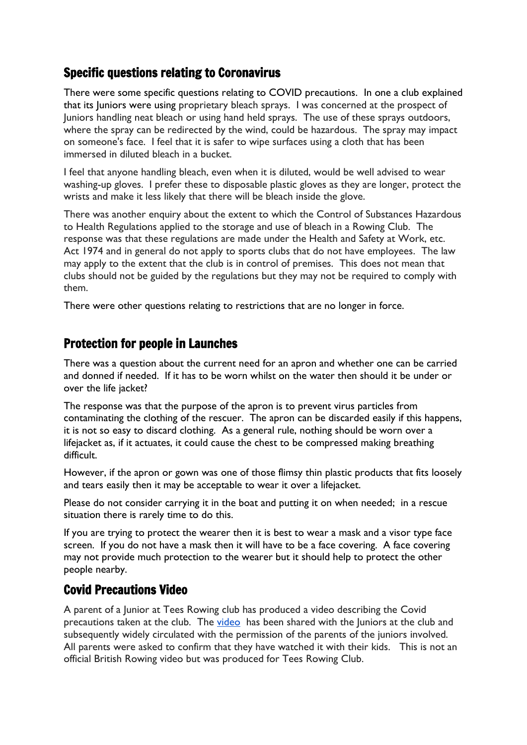## Specific questions relating to Coronavirus

There were some specific questions relating to COVID precautions. In one a club explained that its Juniors were using proprietary bleach sprays. I was concerned at the prospect of Juniors handling neat bleach or using hand held sprays. The use of these sprays outdoors, where the spray can be redirected by the wind, could be hazardous. The spray may impact on someone's face. I feel that it is safer to wipe surfaces using a cloth that has been immersed in diluted bleach in a bucket.

I feel that anyone handling bleach, even when it is diluted, would be well advised to wear washing-up gloves. I prefer these to disposable plastic gloves as they are longer, protect the wrists and make it less likely that there will be bleach inside the glove.

There was another enquiry about the extent to which the Control of Substances Hazardous to Health Regulations applied to the storage and use of bleach in a Rowing Club. The response was that these regulations are made under the Health and Safety at Work, etc. Act 1974 and in general do not apply to sports clubs that do not have employees. The law may apply to the extent that the club is in control of premises. This does not mean that clubs should not be guided by the regulations but they may not be required to comply with them.

There were other questions relating to restrictions that are no longer in force.

## Protection for people in Launches

There was a question about the current need for an apron and whether one can be carried and donned if needed. If it has to be worn whilst on the water then should it be under or over the life jacket?

The response was that the purpose of the apron is to prevent virus particles from contaminating the clothing of the rescuer. The apron can be discarded easily if this happens, it is not so easy to discard clothing. As a general rule, nothing should be worn over a lifejacket as, if it actuates, it could cause the chest to be compressed making breathing difficult.

However, if the apron or gown was one of those flimsy thin plastic products that fits loosely and tears easily then it may be acceptable to wear it over a lifejacket.

Please do not consider carrying it in the boat and putting it on when needed; in a rescue situation there is rarely time to do this.

If you are trying to protect the wearer then it is best to wear a mask and a visor type face screen. If you do not have a mask then it will have to be a face covering. A face covering may not provide much protection to the wearer but it should help to protect the other people nearby.

## Covid Precautions Video

A parent of a Junior at Tees Rowing club has produced a video describing the Covid precautions taken at the club. The video has been shared with the Juniors at the club and subsequently widely circulated with the permission of the parents of the juniors involved. All parents were asked to confirm that they have watched it with their kids. This is not an official British Rowing video but was produced for Tees Rowing Club.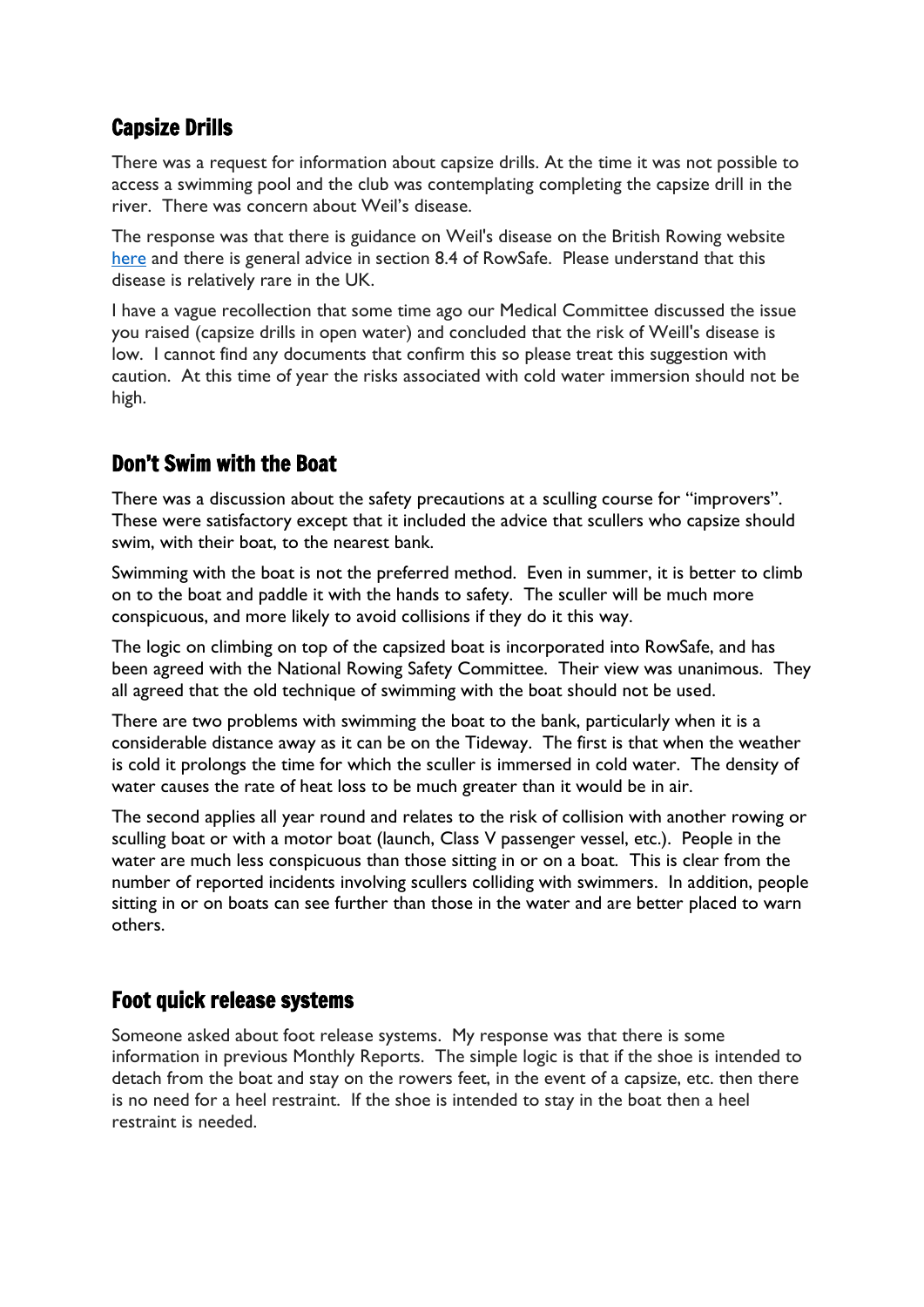## Capsize Drills

There was a request for information about capsize drills. At the time it was not possible to access a swimming pool and the club was contemplating completing the capsize drill in the river. There was concern about Weil's disease.

The response was that there is guidance on Weil's disease on the British Rowing website [here](here) and there is general advice in section 8.4 of RowSafe. Please understand that this disease is relatively rare in the UK.

I have a vague recollection that some time ago our Medical Committee discussed the issue you raised (capsize drills in open water) and concluded that the risk of Weill's disease is low. I cannot find any documents that confirm this so please treat this suggestion with caution. At this time of year the risks associated with cold water immersion should not be high.

## Don't Swim with the Boat

There was a discussion about the safety precautions at a sculling course for "improvers". These were satisfactory except that it included the advice that scullers who capsize should swim, with their boat, to the nearest bank.

Swimming with the boat is not the preferred method. Even in summer, it is better to climb on to the boat and paddle it with the hands to safety. The sculler will be much more conspicuous, and more likely to avoid collisions if they do it this way.

The logic on climbing on top of the capsized boat is incorporated into RowSafe, and has been agreed with the National Rowing Safety Committee. Their view was unanimous. They all agreed that the old technique of swimming with the boat should not be used.

There are two problems with swimming the boat to the bank, particularly when it is a considerable distance away as it can be on the Tideway. The first is that when the weather is cold it prolongs the time for which the sculler is immersed in cold water. The density of water causes the rate of heat loss to be much greater than it would be in air.

The second applies all year round and relates to the risk of collision with another rowing or sculling boat or with a motor boat (launch, Class V passenger vessel, etc.). People in the water are much less conspicuous than those sitting in or on a boat. This is clear from the number of reported incidents involving scullers colliding with swimmers. In addition, people sitting in or on boats can see further than those in the water and are better placed to warn others.

## Foot quick release systems

Someone asked about foot release systems. My response was that there is some information in previous Monthly Reports. The simple logic is that if the shoe is intended to detach from the boat and stay on the rowers feet, in the event of a capsize, etc. then there is no need for a heel restraint. If the shoe is intended to stay in the boat then a heel restraint is needed.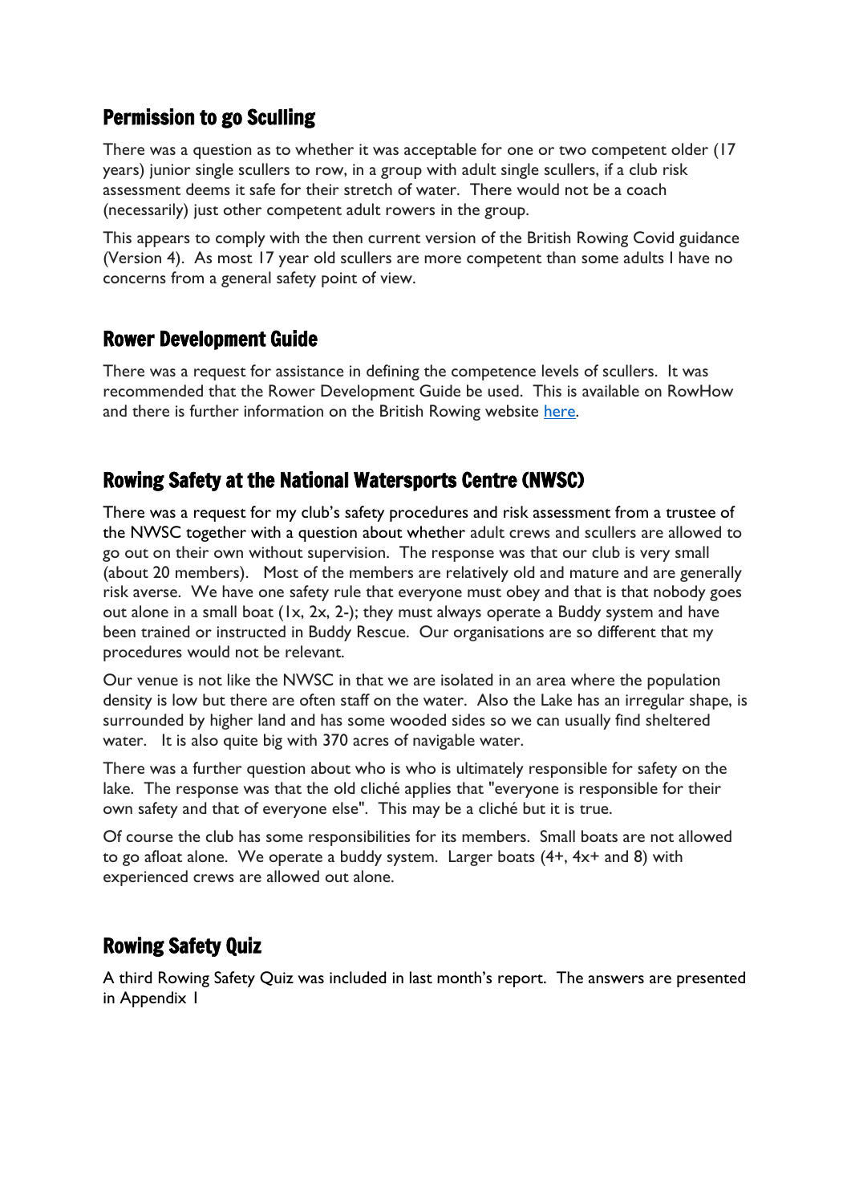## Permission to go Sculling

There was a question as to whether it was acceptable for one or two competent older (17 years) junior single scullers to row, in a group with adult single scullers, if a club risk assessment deems it safe for their stretch of water. There would not be a coach (necessarily) just other competent adult rowers in the group.

This appears to comply with the then current version of the British Rowing Covid guidance (Version 4). As most 17 year old scullers are more competent than some adults I have no concerns from a general safety point of view.

## Rower Development Guide

There was a request for assistance in defining the competence levels of scullers. It was recommended that the Rower Development Guide be used. This is available on RowHow and there is further information on the British Rowing website here.

## Rowing Safety at the National Watersports Centre (NWSC)

There was a request for my club's safety procedures and risk assessment from a trustee of the NWSC together with a question about whether adult crews and scullers are allowed to go out on their own without supervision. The response was that our club is very small (about 20 members). Most of the members are relatively old and mature and are generally risk averse. We have one safety rule that everyone must obey and that is that nobody goes out alone in a small boat (1x, 2x, 2-); they must always operate a Buddy system and have been trained or instructed in Buddy Rescue. Our organisations are so different that my procedures would not be relevant.

Our venue is not like the NWSC in that we are isolated in an area where the population density is low but there are often staff on the water. Also the Lake has an irregular shape, is surrounded by higher land and has some wooded sides so we can usually find sheltered water. It is also quite big with 370 acres of navigable water.

There was a further question about who is who is ultimately responsible for safety on the lake. The response was that the old cliché applies that "everyone is responsible for their own safety and that of everyone else". This may be a cliché but it is true.

Of course the club has some responsibilities for its members. Small boats are not allowed to go afloat alone. We operate a buddy system. Larger boats (4+, 4x+ and 8) with experienced crews are allowed out alone.

## Rowing Safety Quiz

A third Rowing Safety Quiz was included in last month's report. The answers are presented in Appendix 1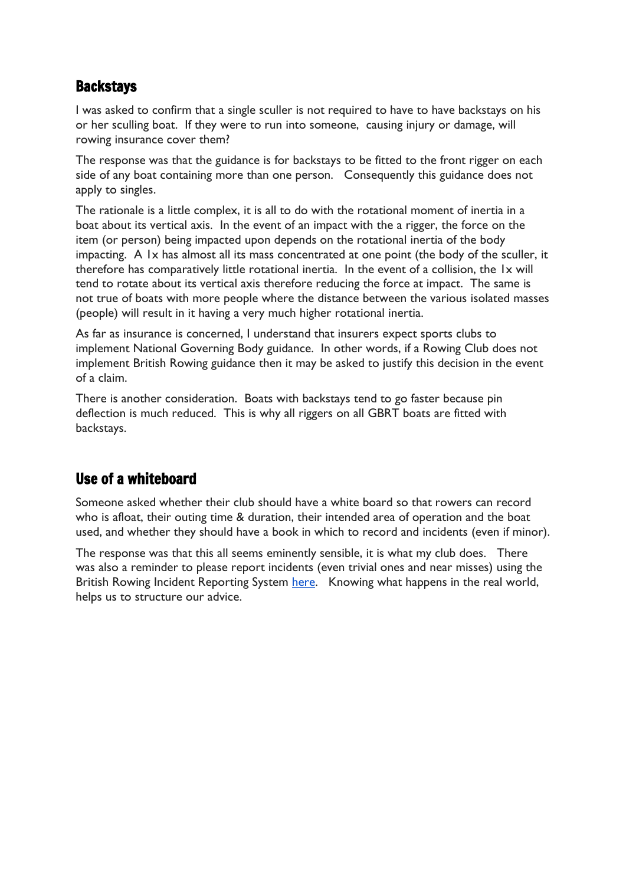## Backstays

I was asked to confirm that a single sculler is not required to have to have backstays on his or her sculling boat. If they were to run into someone, causing injury or damage, will rowing insurance cover them?

The response was that the guidance is for backstays to be fitted to the front rigger on each side of any boat containing more than one person. Consequently this guidance does not apply to singles.

The rationale is a little complex, it is all to do with the rotational moment of inertia in a boat about its vertical axis. In the event of an impact with the a rigger, the force on the item (or person) being impacted upon depends on the rotational inertia of the body impacting. A 1x has almost all its mass concentrated at one point (the body of the sculler, it therefore has comparatively little rotational inertia. In the event of a collision, the 1x will tend to rotate about its vertical axis therefore reducing the force at impact. The same is not true of boats with more people where the distance between the various isolated masses (people) will result in it having a very much higher rotational inertia.

As far as insurance is concerned, I understand that insurers expect sports clubs to implement National Governing Body guidance. In other words, if a Rowing Club does not implement British Rowing guidance then it may be asked to justify this decision in the event of a claim.

There is another consideration. Boats with backstays tend to go faster because pin deflection is much reduced. This is why all riggers on all GBRT boats are fitted with backstays.

## Use of a whiteboard

Someone asked whether their club should have a white board so that rowers can record who is afloat, their outing time & duration, their intended area of operation and the boat used, and whether they should have a book in which to record and incidents (even if minor).

The response was that this all seems eminently sensible, it is what my club does. There was also a reminder to please report incidents (even trivial ones and near misses) using the British Rowing Incident Reporting System here. Knowing what happens in the real world, helps us to structure our advice.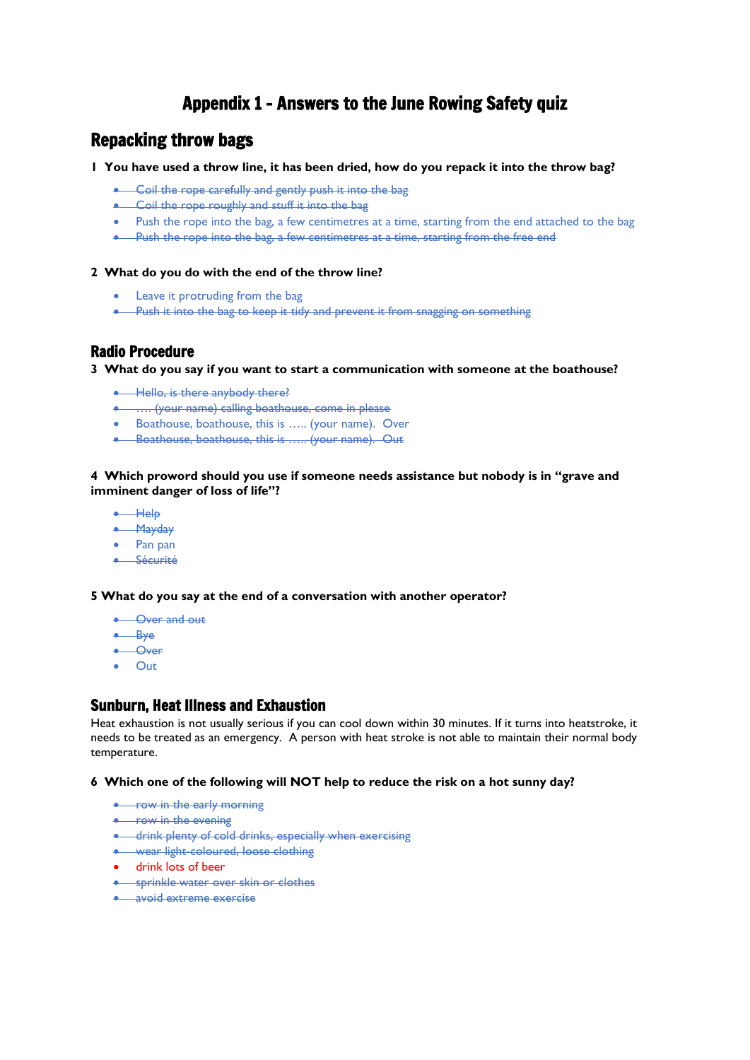# Appendix 1 - Answers to the June Rowing Safety quiz

## Repacking throw bags

**1 You have used a throw line, it has been dried, how do you repack it into the throw bag?**

- ~~Coil the rope carefully and gently push it into the bag~~
- ~~Coil the rope roughly and stuff it into the bag~~
- Push the rope into the bag, a few centimetres at a time, starting from the end attached to the bag
- ~~Push the rope into the bag, a few centimetres at a time, starting from the free end~~

**2 What do you do with the end of the throw line?**

- Leave it protruding from the bag
- ~~Push it into the bag to keep it tidy and prevent it from snagging on something~~

## Radio Procedure

**3 What do you say if you want to start a communication with someone at the boathouse?**

- ~~Hello, is there anybody there?~~
- ~~…. (your name) calling boathouse, come in please~~
- Boathouse, boathouse, this is ….. (your name). Over
- ~~Boathouse, boathouse, this is ….. (your name). Out~~

**4 Which proword should you use if someone needs assistance but nobody is in "grave and imminent danger of loss of life"?**

- ~~Help~~
- ~~Mayday~~
- Pan pan
- ~~Sécurité~~

**5 What do you say at the end of a conversation with another operator?**

- ~~Over and out~~
- ~~Bye~~
- ~~Over~~
- Out

## Sunburn, Heat Illness and Exhaustion

Heat exhaustion is not usually serious if you can cool down within 30 minutes. If it turns into heatstroke, it needs to be treated as an emergency. A person with heat stroke is not able to maintain their normal body temperature.

**6 Which one of the following will NOT help to reduce the risk on a hot sunny day?**

- ~~row in the early morning~~
- ~~row in the evening~~
- ~~drink plenty of cold drinks, especially when exercising~~
- ~~wear light-coloured, loose clothing~~
- drink lots of beer
- ~~sprinkle water over skin or clothes~~
- ~~avoid extreme exercise~~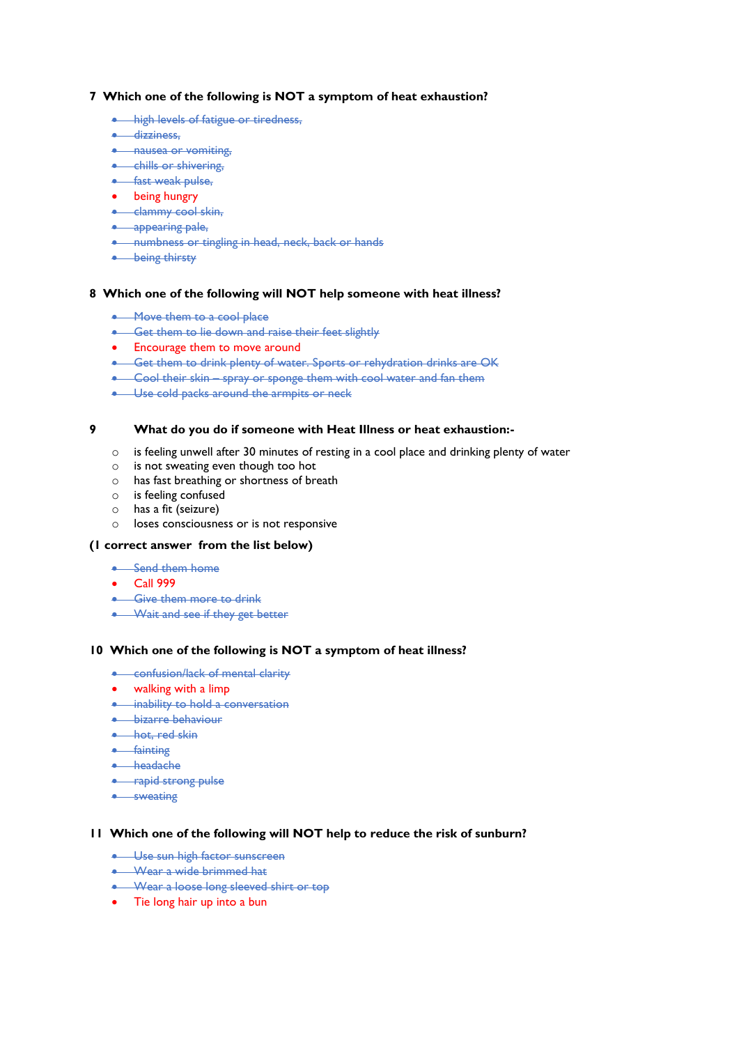**7 Which one of the following is NOT a symptom of heat exhaustion?**

- ~~high levels of fatigue or tiredness,~~
- ~~dizziness,~~
- ~~nausea or vomiting,~~
- ~~chills or shivering,~~
- ~~fast weak pulse,~~
- being hungry
- ~~clammy cool skin,~~
- ~~appearing pale,~~
- ~~numbness or tingling in head, neck, back or hands~~
- ~~being thirsty~~

**8 Which one of the following will NOT help someone with heat illness?**

- ~~Move them to a cool place~~
- ~~Get them to lie down and raise their feet slightly~~
- Encourage them to move around
- ~~Get them to drink plenty of water. Sports or rehydration drinks are OK~~
- ~~Cool their skin – spray or sponge them with cool water and fan them~~
- ~~Use cold packs around the armpits or neck~~

**9 What do you do if someone with Heat Illness or heat exhaustion:-**

- is feeling unwell after 30 minutes of resting in a cool place and drinking plenty of water
- is not sweating even though too hot
- has fast breathing or shortness of breath
- is feeling confused
- has a fit (seizure)
- loses consciousness or is not responsive

**(1 correct answer from the list below)**

- ~~Send them home~~
- Call 999
- ~~Give them more to drink~~
- ~~Wait and see if they get better~~

**10 Which one of the following is NOT a symptom of heat illness?**

- ~~confusion/lack of mental clarity~~
- walking with a limp
- ~~inability to hold a conversation~~
- ~~bizarre behaviour~~
- ~~hot, red skin~~
- ~~fainting~~
- ~~headache~~
- ~~rapid strong pulse~~
- ~~sweating~~

**11 Which one of the following will NOT help to reduce the risk of sunburn?**

- ~~Use sun high factor sunscreen~~
- ~~Wear a wide brimmed hat~~
- ~~Wear a loose long sleeved shirt or top~~
- Tie long hair up into a bun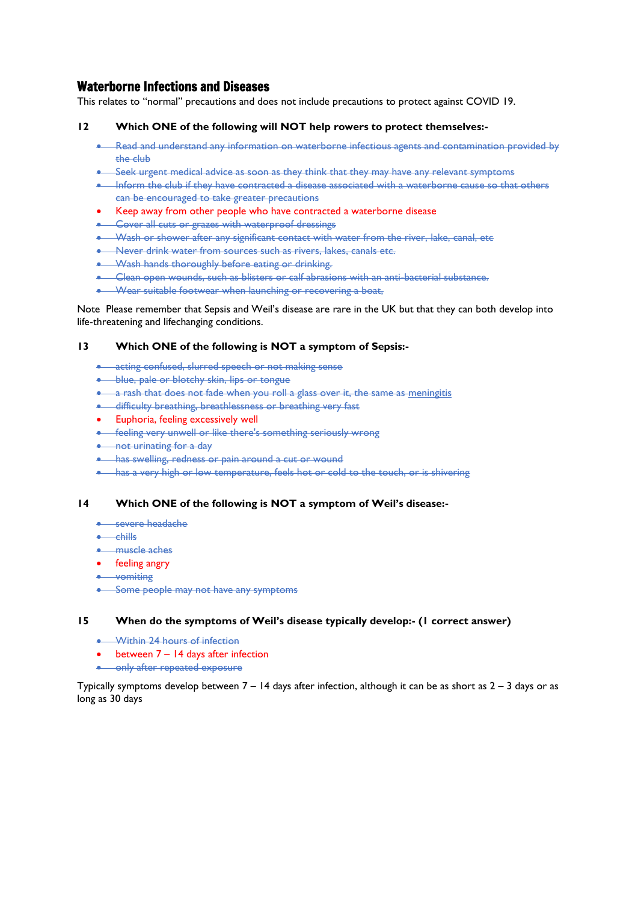## Waterborne Infections and Diseases

This relates to "normal" precautions and does not include precautions to protect against COVID 19.

**12 Which ONE of the following will NOT help rowers to protect themselves:-**

- ~~Read and understand any information on waterborne infectious agents and contamination provided by the club~~
- ~~Seek urgent medical advice as soon as they think that they may have any relevant symptoms~~
- ~~Inform the club if they have contracted a disease associated with a waterborne cause so that others can be encouraged to take greater precautions~~
- Keep away from other people who have contracted a waterborne disease
- ~~Cover all cuts or grazes with waterproof dressings~~
- ~~Wash or shower after any significant contact with water from the river, lake, canal, etc~~
- ~~Never drink water from sources such as rivers, lakes, canals etc.~~
- ~~Wash hands thoroughly before eating or drinking.~~
- ~~Clean open wounds, such as blisters or calf abrasions with an anti-bacterial substance.~~
- ~~Wear suitable footwear when launching or recovering a boat,~~

Note Please remember that Sepsis and Weil's disease are rare in the UK but that they can both develop into life-threatening and lifechanging conditions.

**13 Which ONE of the following is NOT a symptom of Sepsis:-**

- ~~acting confused, slurred speech or not making sense~~
- ~~blue, pale or blotchy skin, lips or tongue~~
- ~~a rash that does not fade when you roll a glass over it, the same as meningitis~~
- ~~difficulty breathing, breathlessness or breathing very fast~~
- Euphoria, feeling excessively well
- ~~feeling very unwell or like there's something seriously wrong~~
- ~~not urinating for a day~~
- ~~has swelling, redness or pain around a cut or wound~~
- ~~has a very high or low temperature, feels hot or cold to the touch, or is shivering~~

**14 Which ONE of the following is NOT a symptom of Weil's disease:-**

- ~~severe headache~~
- ~~chills~~
- ~~muscle aches~~
- feeling angry
- ~~vomiting~~
- ~~Some people may not have any symptoms~~

**15 When do the symptoms of Weil's disease typically develop:- (1 correct answer)**

- ~~Within 24 hours of infection~~
- between 7 – 14 days after infection
- ~~only after repeated exposure~~

Typically symptoms develop between 7 – 14 days after infection, although it can be as short as 2 – 3 days or as long as 30 days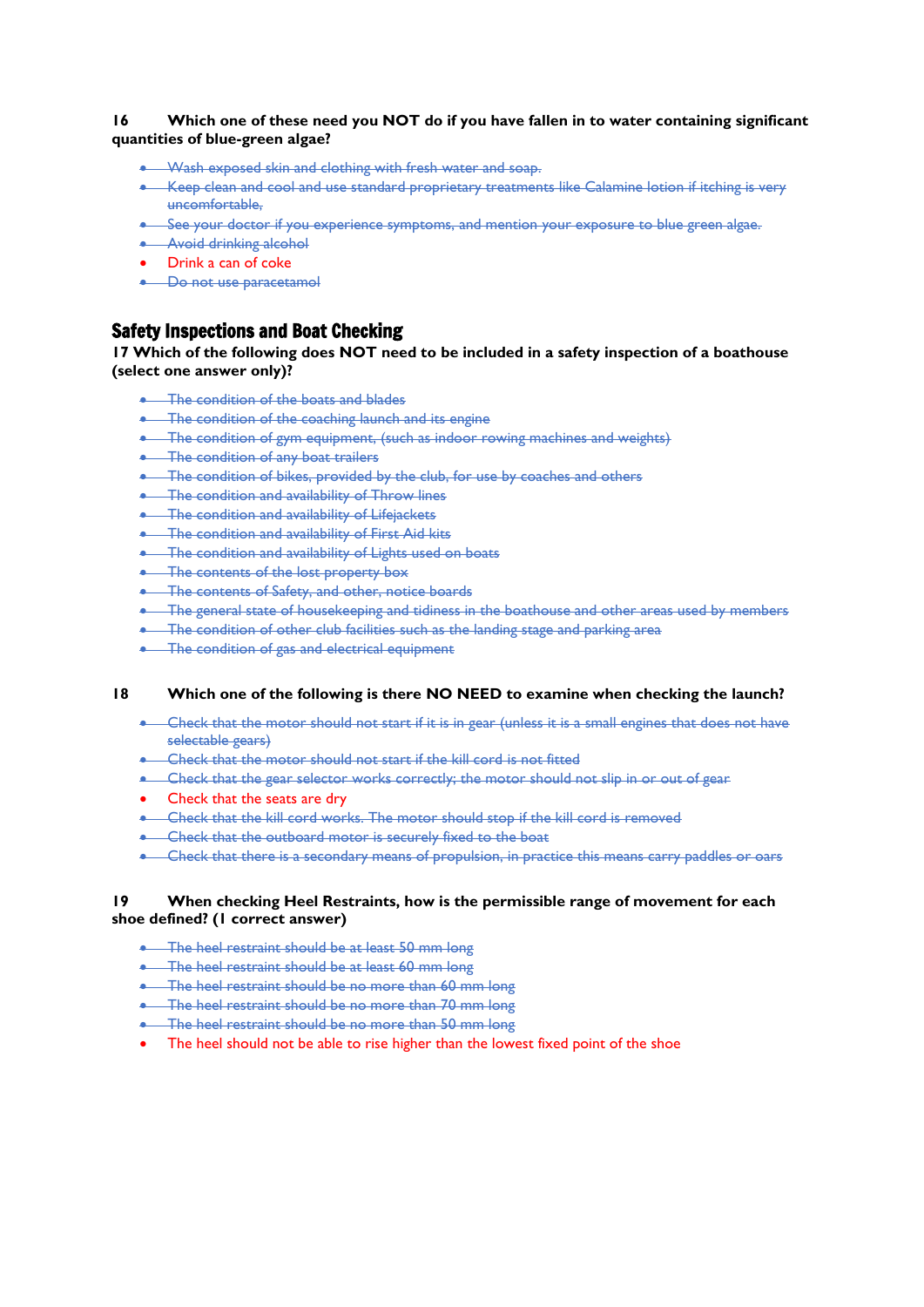**16 Which one of these need you NOT do if you have fallen in to water containing significant quantities of blue-green algae?**

- ~~Wash exposed skin and clothing with fresh water and soap.~~
- ~~Keep clean and cool and use standard proprietary treatments like Calamine lotion if itching is very uncomfortable,~~
- ~~See your doctor if you experience symptoms, and mention your exposure to blue green algae.~~
- ~~Avoid drinking alcohol~~
- Drink a can of coke
- ~~Do not use paracetamol~~

## Safety Inspections and Boat Checking

**17 Which of the following does NOT need to be included in a safety inspection of a boathouse (select one answer only)?**

- ~~The condition of the boats and blades~~
- ~~The condition of the coaching launch and its engine~~
- ~~The condition of gym equipment, (such as indoor rowing machines and weights)~~
- ~~The condition of any boat trailers~~
- ~~The condition of bikes, provided by the club, for use by coaches and others~~
- ~~The condition and availability of Throw lines~~
- ~~The condition and availability of Lifejackets~~
- ~~The condition and availability of First Aid kits~~
- ~~The condition and availability of Lights used on boats~~
- ~~The contents of the lost property box~~
- ~~The contents of Safety, and other, notice boards~~
- ~~The general state of housekeeping and tidiness in the boathouse and other areas used by members~~
- ~~The condition of other club facilities such as the landing stage and parking area~~
- ~~The condition of gas and electrical equipment~~

**18 Which one of the following is there NO NEED to examine when checking the launch?**

- ~~Check that the motor should not start if it is in gear (unless it is a small engines that does not have selectable gears)~~
- ~~Check that the motor should not start if the kill cord is not fitted~~
- ~~Check that the gear selector works correctly; the motor should not slip in or out of gear~~
- Check that the seats are dry
- ~~Check that the kill cord works. The motor should stop if the kill cord is removed~~
- ~~Check that the outboard motor is securely fixed to the boat~~
- ~~Check that there is a secondary means of propulsion, in practice this means carry paddles or oars~~

**19 When checking Heel Restraints, how is the permissible range of movement for each shoe defined? (1 correct answer)**

- ~~The heel restraint should be at least 50 mm long~~
- ~~The heel restraint should be at least 60 mm long~~
- ~~The heel restraint should be no more than 60 mm long~~
- ~~The heel restraint should be no more than 70 mm long~~
- ~~The heel restraint should be no more than 50 mm long~~
- The heel should not be able to rise higher than the lowest fixed point of the shoe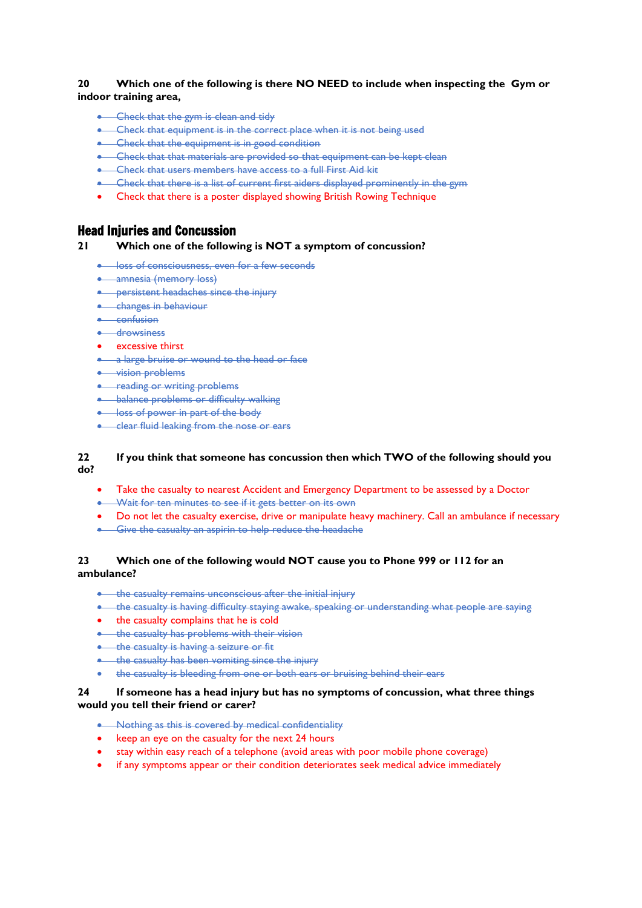**20 Which one of the following is there NO NEED to include when inspecting the Gym or indoor training area,**

- ~~Check that the gym is clean and tidy~~
- ~~Check that equipment is in the correct place when it is not being used~~
- ~~Check that the equipment is in good condition~~
- ~~Check that that materials are provided so that equipment can be kept clean~~
- ~~Check that users members have access to a full First Aid kit~~
- ~~Check that there is a list of current first aiders displayed prominently in the gym~~
- Check that there is a poster displayed showing British Rowing Technique

## Head Injuries and Concussion

**21 Which one of the following is NOT a symptom of concussion?**

- ~~loss of consciousness, even for a few seconds~~
- ~~amnesia (memory loss)~~
- ~~persistent headaches since the injury~~
- ~~changes in behaviour~~
- ~~confusion~~
- ~~drowsiness~~
- excessive thirst
- ~~a large bruise or wound to the head or face~~
- ~~vision problems~~
- ~~reading or writing problems~~
- ~~balance problems or difficulty walking~~
- ~~loss of power in part of the body~~
- ~~clear fluid leaking from the nose or ears~~

**22 If you think that someone has concussion then which TWO of the following should you do?**

- Take the casualty to nearest Accident and Emergency Department to be assessed by a Doctor
- ~~Wait for ten minutes to see if it gets better on its own~~
- Do not let the casualty exercise, drive or manipulate heavy machinery. Call an ambulance if necessary
- ~~Give the casualty an aspirin to help reduce the headache~~

**23 Which one of the following would NOT cause you to Phone 999 or 112 for an ambulance?**

- ~~the casualty remains unconscious after the initial injury~~
- ~~the casualty is having difficulty staying awake, speaking or understanding what people are saying~~
- the casualty complains that he is cold
- ~~the casualty has problems with their vision~~
- ~~the casualty is having a seizure or fit~~
- ~~the casualty has been vomiting since the injury~~
- ~~the casualty is bleeding from one or both ears or bruising behind their ears~~

**24 If someone has a head injury but has no symptoms of concussion, what three things would you tell their friend or carer?**

- ~~Nothing as this is covered by medical confidentiality~~
- keep an eye on the casualty for the next 24 hours
- stay within easy reach of a telephone (avoid areas with poor mobile phone coverage)
- if any symptoms appear or their condition deteriorates seek medical advice immediately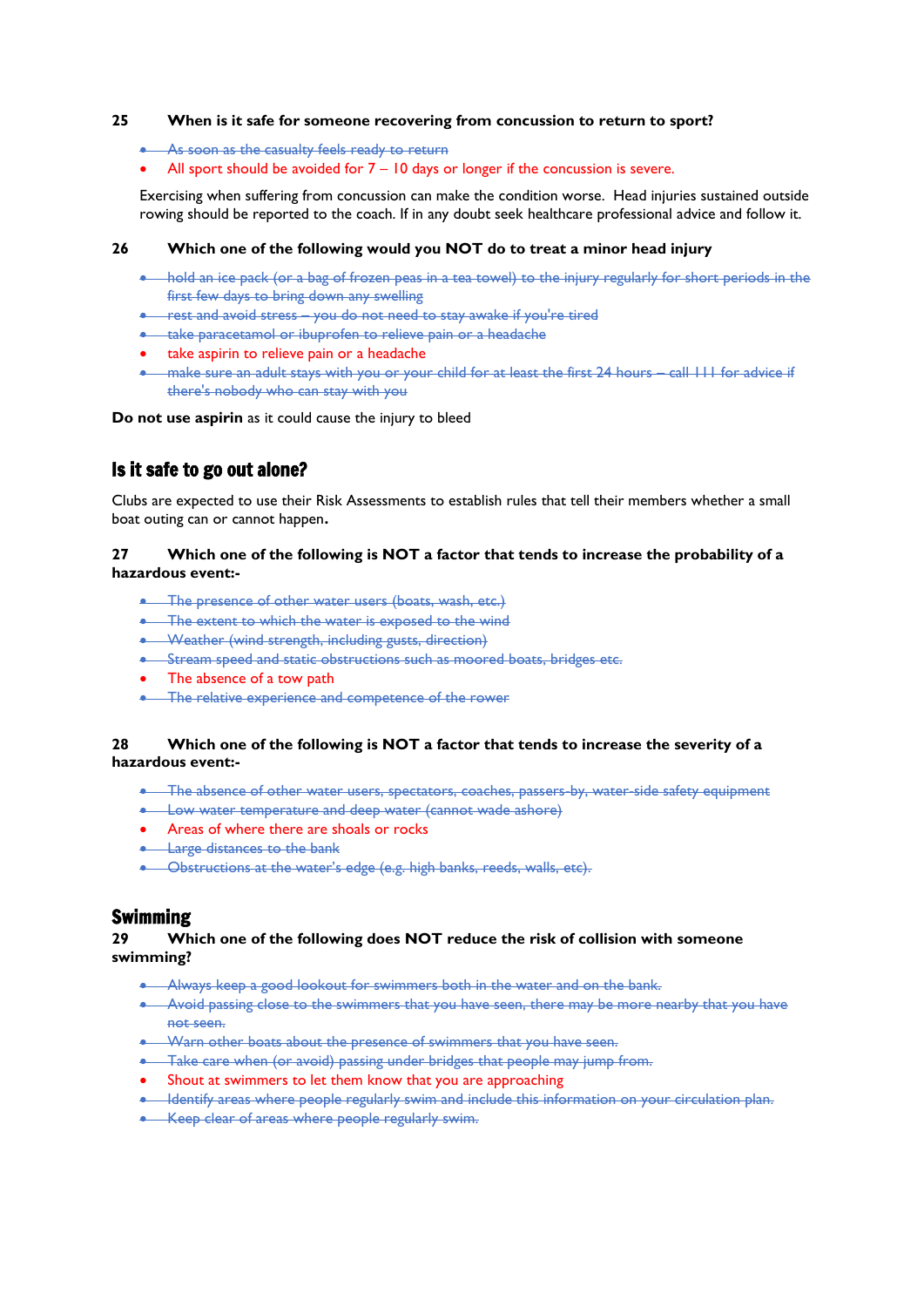**25 When is it safe for someone recovering from concussion to return to sport?**

- ~~As soon as the casualty feels ready to return~~
- All sport should be avoided for 7 – 10 days or longer if the concussion is severe.

Exercising when suffering from concussion can make the condition worse. Head injuries sustained outside rowing should be reported to the coach. If in any doubt seek healthcare professional advice and follow it.

**26 Which one of the following would you NOT do to treat a minor head injury**

- ~~hold an ice pack (or a bag of frozen peas in a tea towel) to the injury regularly for short periods in the first few days to bring down any swelling~~
- ~~rest and avoid stress – you do not need to stay awake if you're tired~~
- ~~take paracetamol or ibuprofen to relieve pain or a headache~~
- take aspirin to relieve pain or a headache
- ~~make sure an adult stays with you or your child for at least the first 24 hours – call 111 for advice if there's nobody who can stay with you~~

**Do not use aspirin** as it could cause the injury to bleed

## Is it safe to go out alone?

Clubs are expected to use their Risk Assessments to establish rules that tell their members whether a small boat outing can or cannot happen.

**27 Which one of the following is NOT a factor that tends to increase the probability of a hazardous event:-**

- ~~The presence of other water users (boats, wash, etc.)~~
- ~~The extent to which the water is exposed to the wind~~
- ~~Weather (wind strength, including gusts, direction)~~
- ~~Stream speed and static obstructions such as moored boats, bridges etc.~~
- The absence of a tow path
- ~~The relative experience and competence of the rower~~

**28 Which one of the following is NOT a factor that tends to increase the severity of a hazardous event:-**

- ~~The absence of other water users, spectators, coaches, passers-by, water-side safety equipment~~
- ~~Low water temperature and deep water (cannot wade ashore)~~
- Areas of where there are shoals or rocks
- ~~Large distances to the bank~~
- ~~Obstructions at the water's edge (e.g. high banks, reeds, walls, etc).~~

## Swimming

**29 Which one of the following does NOT reduce the risk of collision with someone swimming?**

- ~~Always keep a good lookout for swimmers both in the water and on the bank.~~
- ~~Avoid passing close to the swimmers that you have seen, there may be more nearby that you have not seen.~~
- ~~Warn other boats about the presence of swimmers that you have seen.~~
- ~~Take care when (or avoid) passing under bridges that people may jump from.~~
- Shout at swimmers to let them know that you are approaching
- ~~Identify areas where people regularly swim and include this information on your circulation plan.~~
- ~~Keep clear of areas where people regularly swim.~~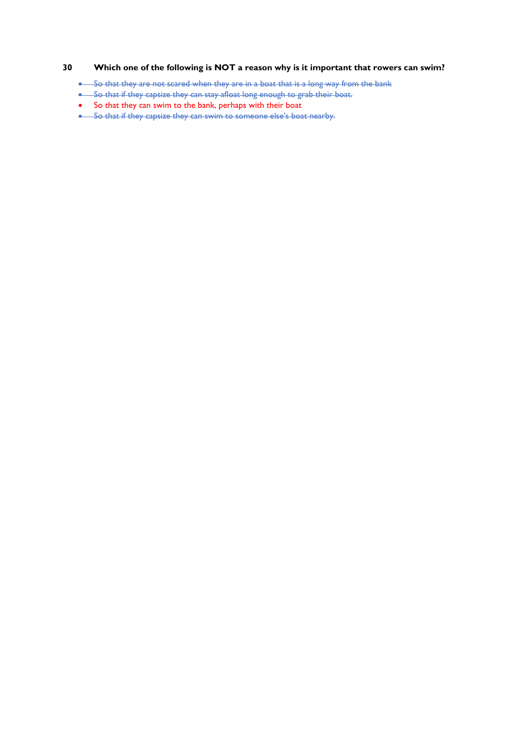**30 Which one of the following is NOT a reason why is it important that rowers can swim?**

- ~~So that they are not scared when they are in a boat that is a long way from the bank~~
- ~~So that if they capsize they can stay afloat long enough to grab their boat.~~
- So that they can swim to the bank, perhaps with their boat
- ~~So that if they capsize they can swim to someone else's boat nearby.~~